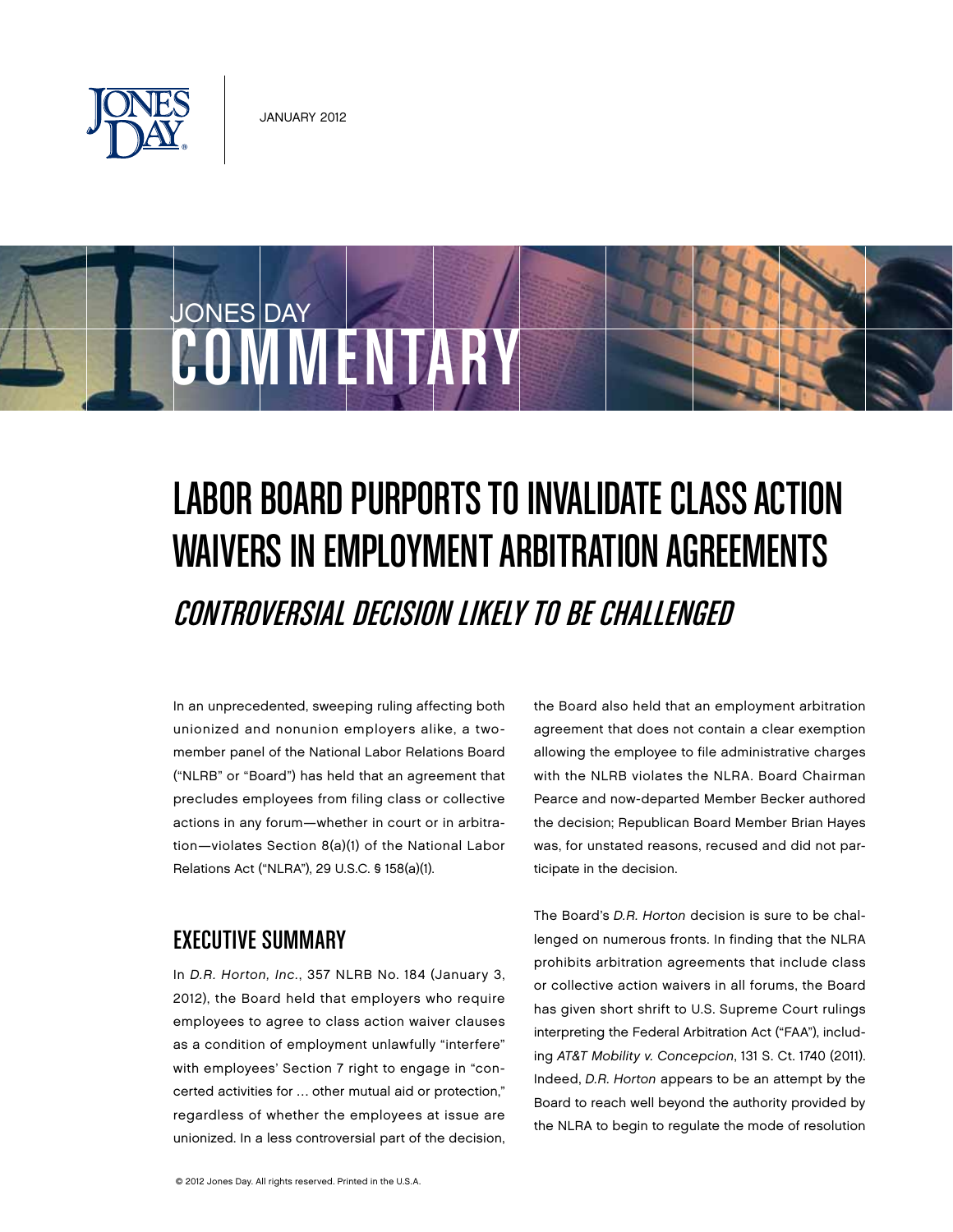JANUARY 2012

JONES DAY COMMENTARY

# LABOR BOARD PURPORTS TO INVALIDATE CLASS ACTION WAIVERS IN EMPLOYMENT ARBITRATION AGREEMENTS

## *CONTROVERSIAL DECISION LIKELY TO BE CHALLENGED*

In an unprecedented, sweeping ruling affecting both unionized and nonunion employers alike, a two-member panel of the National Labor Relations Board ("NLRB" or "Board") has held that an agreement that precludes employees from filing class or collective actions in any forum—whether in court or in arbitration—violates Section 8(a)(1) of the National Labor Relations Act ("NLRA"), 29 U.S.C. § 158(a)(1).

## EXECUTIVE SUMMARY

In *D.R. Horton, Inc.*, 357 NLRB No. 184 (January 3, 2012), the Board held that employers who require employees to agree to class action waiver clauses as a condition of employment unlawfully "interfere" with employees' Section 7 right to engage in "concerted activities for … other mutual aid or protection," regardless of whether the employees at issue are unionized. In a less controversial part of the decision, the Board also held that an employment arbitration agreement that does not contain a clear exemption allowing the employee to file administrative charges with the NLRB violates the NLRA. Board Chairman Pearce and now-departed Member Becker authored the decision; Republican Board Member Brian Hayes was, for unstated reasons, recused and did not participate in the decision.

The Board's *D.R. Horton* decision is sure to be challenged on numerous fronts. In finding that the NLRA prohibits arbitration agreements that include class or collective action waivers in all forums, the Board has given short shrift to U.S. Supreme Court rulings interpreting the Federal Arbitration Act ("FAA"), including *AT&T Mobility v. Concepcion*, 131 S. Ct. 1740 (2011). Indeed, *D.R. Horton* appears to be an attempt by the Board to reach well beyond the authority provided by the NLRA to begin to regulate the mode of resolution

© 2012 Jones Day. All rights reserved. Printed in the U.S.A.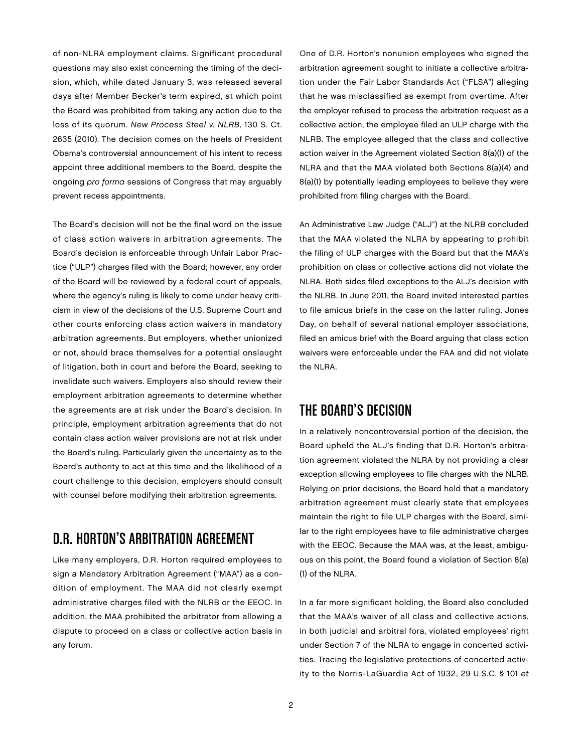of non-NLRA employment claims. Significant procedural questions may also exist concerning the timing of the decision, which, while dated January 3, was released several days after Member Becker's term expired, at which point the Board was prohibited from taking any action due to the loss of its quorum. *New Process Steel v. NLRB*, 130 S. Ct. 2635 (2010). The decision comes on the heels of President Obama's controversial announcement of his intent to recess appoint three additional members to the Board, despite the ongoing *pro forma* sessions of Congress that may arguably prevent recess appointments.

The Board's decision will not be the final word on the issue of class action waivers in arbitration agreements. The Board's decision is enforceable through Unfair Labor Practice ("ULP") charges filed with the Board; however, any order of the Board will be reviewed by a federal court of appeals, where the agency's ruling is likely to come under heavy criticism in view of the decisions of the U.S. Supreme Court and other courts enforcing class action waivers in mandatory arbitration agreements. But employers, whether unionized or not, should brace themselves for a potential onslaught of litigation, both in court and before the Board, seeking to invalidate such waivers. Employers also should review their employment arbitration agreements to determine whether the agreements are at risk under the Board's decision. In principle, employment arbitration agreements that do not contain class action waiver provisions are not at risk under the Board's ruling. Particularly given the uncertainty as to the Board's authority to act at this time and the likelihood of a court challenge to this decision, employers should consult with counsel before modifying their arbitration agreements.

## D.R. HORTON'S ARBITRATION AGREEMENT

Like many employers, D.R. Horton required employees to sign a Mandatory Arbitration Agreement ("MAA") as a condition of employment. The MAA did not clearly exempt administrative charges filed with the NLRB or the EEOC. In addition, the MAA prohibited the arbitrator from allowing a dispute to proceed on a class or collective action basis in any forum.

One of D.R. Horton's nonunion employees who signed the arbitration agreement sought to initiate a collective arbitration under the Fair Labor Standards Act ("FLSA") alleging that he was misclassified as exempt from overtime. After the employer refused to process the arbitration request as a collective action, the employee filed an ULP charge with the NLRB. The employee alleged that the class and collective action waiver in the Agreement violated Section 8(a)(1) of the NLRA and that the MAA violated both Sections 8(a)(4) and 8(a)(1) by potentially leading employees to believe they were prohibited from filing charges with the Board.

An Administrative Law Judge ("ALJ") at the NLRB concluded that the MAA violated the NLRA by appearing to prohibit the filing of ULP charges with the Board but that the MAA's prohibition on class or collective actions did not violate the NLRA. Both sides filed exceptions to the ALJ's decision with the NLRB. In June 2011, the Board invited interested parties to file amicus briefs in the case on the latter ruling. Jones Day, on behalf of several national employer associations, filed an amicus brief with the Board arguing that class action waivers were enforceable under the FAA and did not violate the NLRA.

## THE BOARD'S DECISION

In a relatively noncontroversial portion of the decision, the Board upheld the ALJ's finding that D.R. Horton's arbitration agreement violated the NLRA by not providing a clear exception allowing employees to file charges with the NLRB. Relying on prior decisions, the Board held that a mandatory arbitration agreement must clearly state that employees maintain the right to file ULP charges with the Board, similar to the right employees have to file administrative charges with the EEOC. Because the MAA was, at the least, ambiguous on this point, the Board found a violation of Section 8(a)(1) of the NLRA.

In a far more significant holding, the Board also concluded that the MAA's waiver of all class and collective actions, in both judicial and arbitral fora, violated employees' right under Section 7 of the NLRA to engage in concerted activities. Tracing the legislative protections of concerted activity to the Norris-LaGuardia Act of 1932, 29 U.S.C. § 101 *et*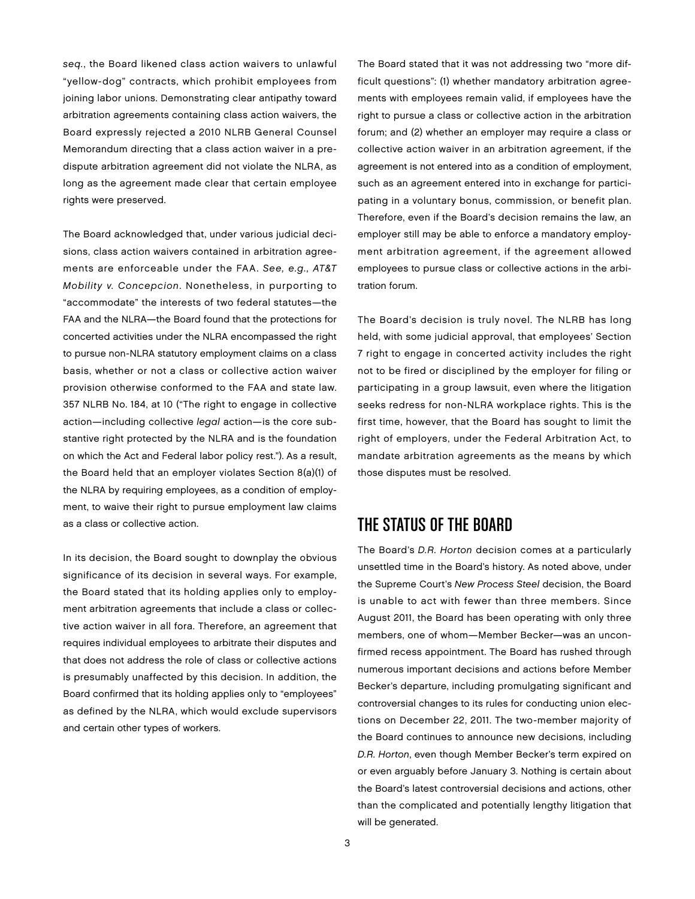*seq.*, the Board likened class action waivers to unlawful "yellow-dog" contracts, which prohibit employees from joining labor unions. Demonstrating clear antipathy toward arbitration agreements containing class action waivers, the Board expressly rejected a 2010 NLRB General Counsel Memorandum directing that a class action waiver in a predispute arbitration agreement did not violate the NLRA, as long as the agreement made clear that certain employee rights were preserved.

The Board acknowledged that, under various judicial decisions, class action waivers contained in arbitration agreements are enforceable under the FAA. *See, e.g., AT&T Mobility v. Concepcion*. Nonetheless, in purporting to "accommodate" the interests of two federal statutes—the FAA and the NLRA—the Board found that the protections for concerted activities under the NLRA encompassed the right to pursue non-NLRA statutory employment claims on a class basis, whether or not a class or collective action waiver provision otherwise conformed to the FAA and state law. 357 NLRB No. 184, at 10 ("The right to engage in collective action—including collective *legal* action—is the core substantive right protected by the NLRA and is the foundation on which the Act and Federal labor policy rest."). As a result, the Board held that an employer violates Section 8(a)(1) of the NLRA by requiring employees, as a condition of employment, to waive their right to pursue employment law claims as a class or collective action.

In its decision, the Board sought to downplay the obvious significance of its decision in several ways. For example, the Board stated that its holding applies only to employment arbitration agreements that include a class or collective action waiver in all fora. Therefore, an agreement that requires individual employees to arbitrate their disputes and that does not address the role of class or collective actions is presumably unaffected by this decision. In addition, the Board confirmed that its holding applies only to "employees" as defined by the NLRA, which would exclude supervisors and certain other types of workers.

The Board stated that it was not addressing two "more difficult questions": (1) whether mandatory arbitration agreements with employees remain valid, if employees have the right to pursue a class or collective action in the arbitration forum; and (2) whether an employer may require a class or collective action waiver in an arbitration agreement, if the agreement is not entered into as a condition of employment, such as an agreement entered into in exchange for participating in a voluntary bonus, commission, or benefit plan. Therefore, even if the Board's decision remains the law, an employer still may be able to enforce a mandatory employment arbitration agreement, if the agreement allowed employees to pursue class or collective actions in the arbitration forum.

The Board's decision is truly novel. The NLRB has long held, with some judicial approval, that employees' Section 7 right to engage in concerted activity includes the right not to be fired or disciplined by the employer for filing or participating in a group lawsuit, even where the litigation seeks redress for non-NLRA workplace rights. This is the first time, however, that the Board has sought to limit the right of employers, under the Federal Arbitration Act, to mandate arbitration agreements as the means by which those disputes must be resolved.

## THE STATUS OF THE BOARD

The Board's *D.R. Horton* decision comes at a particularly unsettled time in the Board's history. As noted above, under the Supreme Court's *New Process Steel* decision, the Board is unable to act with fewer than three members. Since August 2011, the Board has been operating with only three members, one of whom—Member Becker—was an unconfirmed recess appointment. The Board has rushed through numerous important decisions and actions before Member Becker's departure, including promulgating significant and controversial changes to its rules for conducting union elections on December 22, 2011. The two-member majority of the Board continues to announce new decisions, including *D.R. Horton*, even though Member Becker's term expired on or even arguably before January 3. Nothing is certain about the Board's latest controversial decisions and actions, other than the complicated and potentially lengthy litigation that will be generated.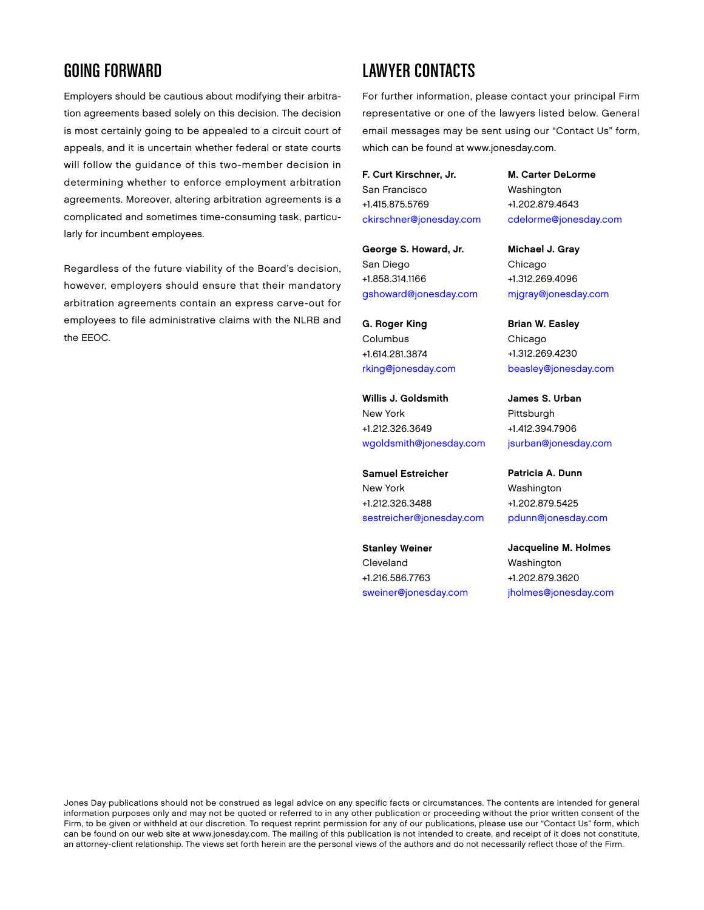## GOING FORWARD

Employers should be cautious about modifying their arbitration agreements based solely on this decision. The decision is most certainly going to be appealed to a circuit court of appeals, and it is uncertain whether federal or state courts will follow the guidance of this two-member decision in determining whether to enforce employment arbitration agreements. Moreover, altering arbitration agreements is a complicated and sometimes time-consuming task, particularly for incumbent employees.

Regardless of the future viability of the Board's decision, however, employers should ensure that their mandatory arbitration agreements contain an express carve-out for employees to file administrative claims with the NLRB and the EEOC.

## LAWYER CONTACTS

For further information, please contact your principal Firm representative or one of the lawyers listed below. General email messages may be sent using our "Contact Us" form, which can be found at www.jonesday.com.

**F. Curt Kirschner, Jr.**
San Francisco
+1.415.875.5769
ckirschner@jonesday.com

**George S. Howard, Jr.**
San Diego
+1.858.314.1166
gshoward@jonesday.com

**G. Roger King**
Columbus
+1.614.281.3874
rking@jonesday.com

**Willis J. Goldsmith**
New York
+1.212.326.3649
wgoldsmith@jonesday.com

**Samuel Estreicher**
New York
+1.212.326.3488
sestreicher@jonesday.com

**Stanley Weiner**
Cleveland
+1.216.586.7763
sweiner@jonesday.com

**M. Carter DeLorme**
Washington
+1.202.879.4643
cdelorme@jonesday.com

**Michael J. Gray**
Chicago
+1.312.269.4096
mjgray@jonesday.com

**Brian W. Easley**
Chicago
+1.312.269.4230
beasley@jonesday.com

**James S. Urban**
Pittsburgh
+1.412.394.7906
jsurban@jonesday.com

**Patricia A. Dunn**
Washington
+1.202.879.5425
pdunn@jonesday.com

**Jacqueline M. Holmes**
Washington
+1.202.879.3620
jholmes@jonesday.com

Jones Day publications should not be construed as legal advice on any specific facts or circumstances. The contents are intended for general information purposes only and may not be quoted or referred to in any other publication or proceeding without the prior written consent of the Firm, to be given or withheld at our discretion. To request reprint permission for any of our publications, please use our "Contact Us" form, which can be found on our web site at www.jonesday.com. The mailing of this publication is not intended to create, and receipt of it does not constitute, an attorney-client relationship. The views set forth herein are the personal views of the authors and do not necessarily reflect those of the Firm.